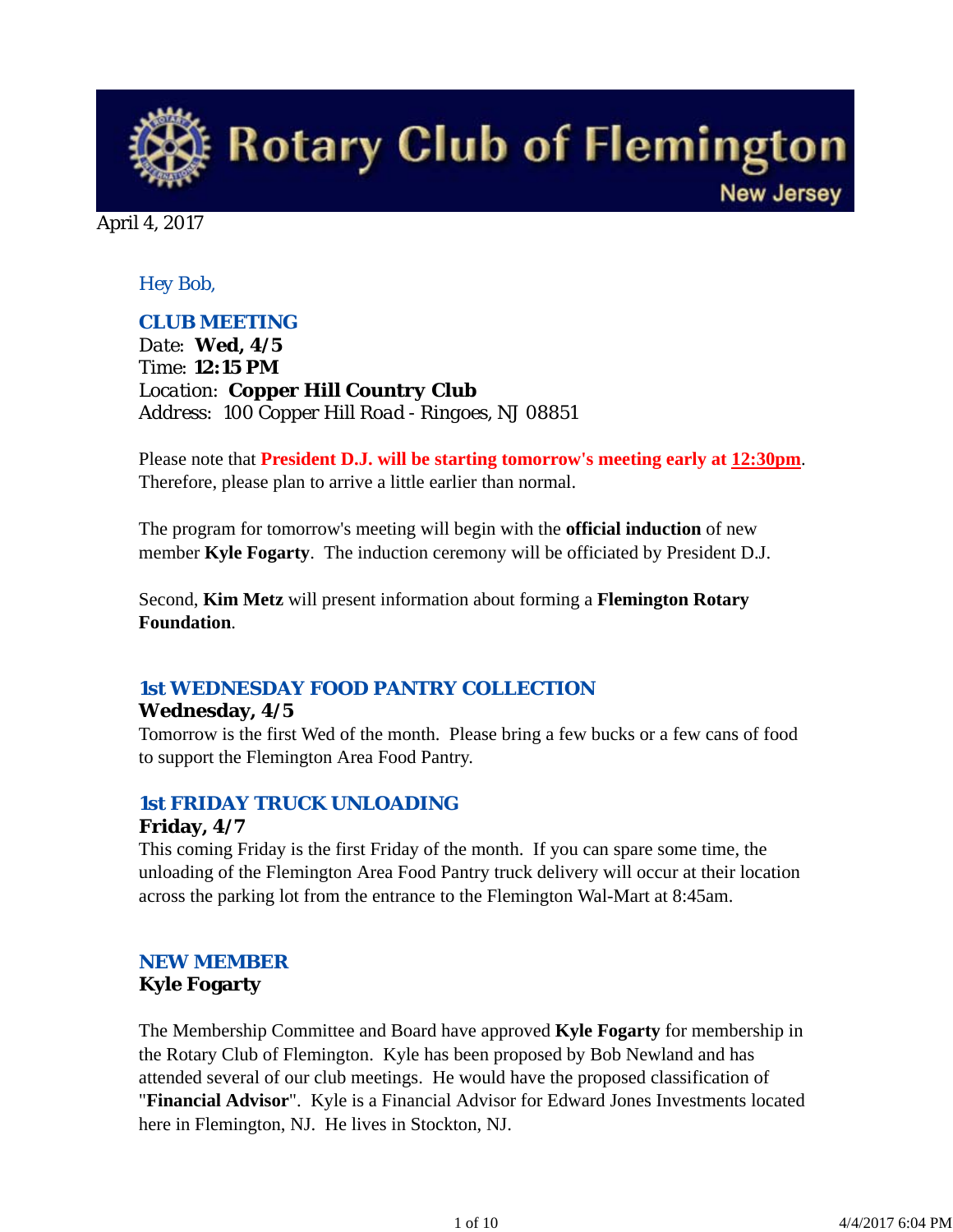# Rotary Club of Flemington

New Jersey

April 4, 2017

*Hey Bob,*

## CLUB MEETING

Date: **Wed, 4/5**
Time: **12:15 PM**
Location: **Copper Hill Country Club**
Address: 100 Copper Hill Road - Ringoes, NJ 08851

Please note that **President D.J. will be starting tomorrow's meeting early at 12:30pm**. Therefore, please plan to arrive a little earlier than normal.

The program for tomorrow's meeting will begin with the **official induction** of new member **Kyle Fogarty**. The induction ceremony will be officiated by President D.J.

Second, **Kim Metz** will present information about forming a **Flemington Rotary Foundation**.

## 1st WEDNESDAY FOOD PANTRY COLLECTION

**Wednesday, 4/5**

Tomorrow is the first Wed of the month. Please bring a few bucks or a few cans of food to support the Flemington Area Food Pantry.

## 1st FRIDAY TRUCK UNLOADING

**Friday, 4/7**

This coming Friday is the first Friday of the month. If you can spare some time, the unloading of the Flemington Area Food Pantry truck delivery will occur at their location across the parking lot from the entrance to the Flemington Wal-Mart at 8:45am.

## NEW MEMBER

**Kyle Fogarty**

The Membership Committee and Board have approved **Kyle Fogarty** for membership in the Rotary Club of Flemington. Kyle has been proposed by Bob Newland and has attended several of our club meetings. He would have the proposed classification of "**Financial Advisor**". Kyle is a Financial Advisor for Edward Jones Investments located here in Flemington, NJ. He lives in Stockton, NJ.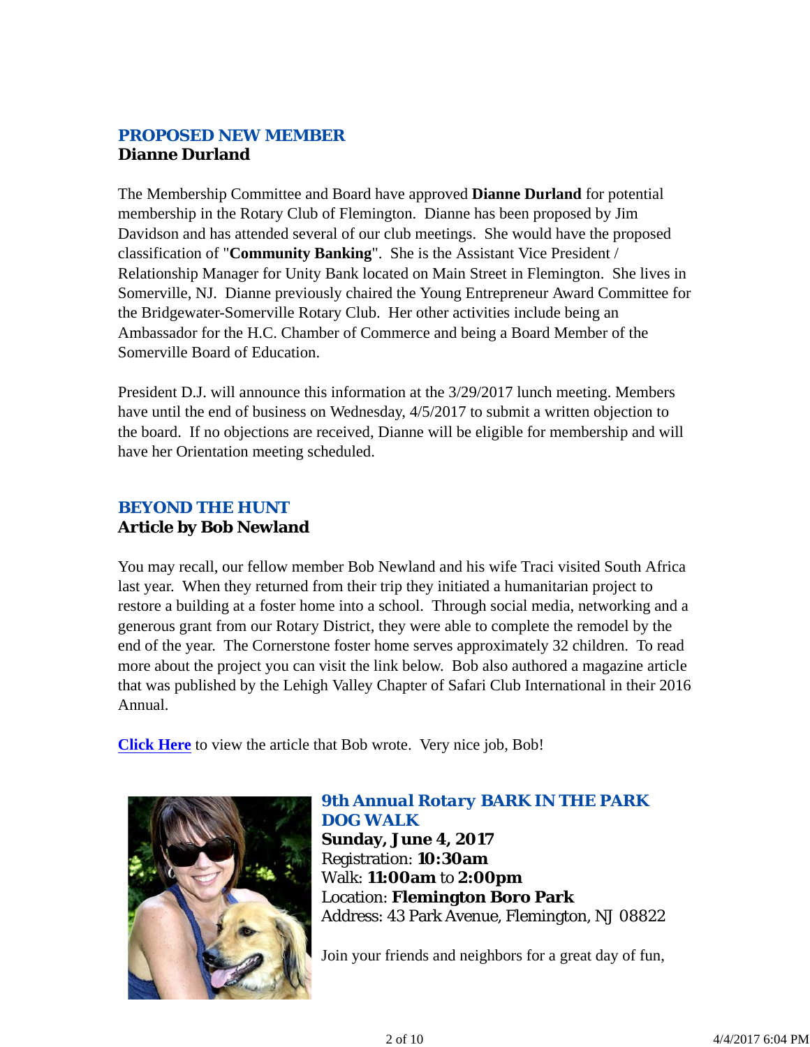## *PROPOSED NEW MEMBER*
**Dianne Durland**

The Membership Committee and Board have approved **Dianne Durland** for potential membership in the Rotary Club of Flemington. Dianne has been proposed by Jim Davidson and has attended several of our club meetings. She would have the proposed classification of "**Community Banking**". She is the Assistant Vice President / Relationship Manager for Unity Bank located on Main Street in Flemington. She lives in Somerville, NJ. Dianne previously chaired the Young Entrepreneur Award Committee for the Bridgewater-Somerville Rotary Club. Her other activities include being an Ambassador for the H.C. Chamber of Commerce and being a Board Member of the Somerville Board of Education.

President D.J. will announce this information at the 3/29/2017 lunch meeting. Members have until the end of business on Wednesday, 4/5/2017 to submit a written objection to the board. If no objections are received, Dianne will be eligible for membership and will have her Orientation meeting scheduled.

## *BEYOND THE HUNT*
**Article by Bob Newland**

You may recall, our fellow member Bob Newland and his wife Traci visited South Africa last year. When they returned from their trip they initiated a humanitarian project to restore a building at a foster home into a school. Through social media, networking and a generous grant from our Rotary District, they were able to complete the remodel by the end of the year. The Cornerstone foster home serves approximately 32 children. To read more about the project you can visit the link below. Bob also authored a magazine article that was published by the Lehigh Valley Chapter of Safari Club International in their 2016 Annual.

**Click Here** to view the article that Bob wrote. Very nice job, Bob!

## *9th Annual Rotary BARK IN THE PARK DOG WALK*
**Sunday, June 4, 2017**
Registration: **10:30am**
Walk: **11:00am** to **2:00pm**
Location: **Flemington Boro Park**
Address: 43 Park Avenue, Flemington, NJ 08822

Join your friends and neighbors for a great day of fun,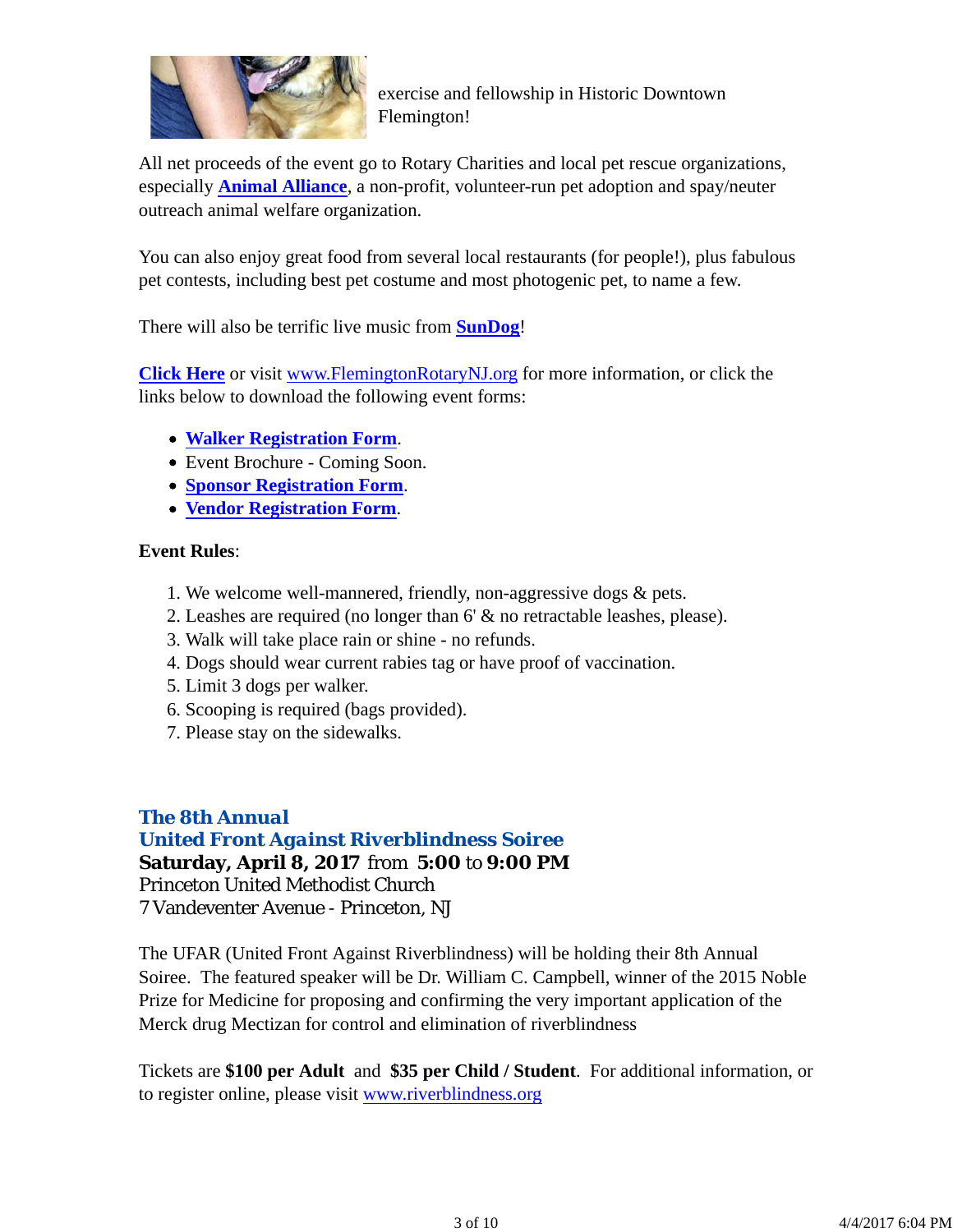exercise and fellowship in Historic Downtown Flemington!

All net proceeds of the event go to Rotary Charities and local pet rescue organizations, especially **Animal Alliance**, a non-profit, volunteer-run pet adoption and spay/neuter outreach animal welfare organization.

You can also enjoy great food from several local restaurants (for people!), plus fabulous pet contests, including best pet costume and most photogenic pet, to name a few.

There will also be terrific live music from **SunDog**!

**Click Here** or visit www.FlemingtonRotaryNJ.org for more information, or click the links below to download the following event forms:

- **Walker Registration Form**.
- Event Brochure - Coming Soon.
- **Sponsor Registration Form**.
- **Vendor Registration Form**.

**Event Rules**:

1. We welcome well-mannered, friendly, non-aggressive dogs & pets.
2. Leashes are required (no longer than 6' & no retractable leashes, please).
3. Walk will take place rain or shine - no refunds.
4. Dogs should wear current rabies tag or have proof of vaccination.
5. Limit 3 dogs per walker.
6. Scooping is required (bags provided).
7. Please stay on the sidewalks.

## The 8th Annual United Front Against Riverblindness Soiree

**Saturday, April 8, 2017** from **5:00** to **9:00 PM**
Princeton United Methodist Church
7 Vandeventer Avenue - Princeton, NJ

The UFAR (United Front Against Riverblindness) will be holding their 8th Annual Soiree. The featured speaker will be Dr. William C. Campbell, winner of the 2015 Noble Prize for Medicine for proposing and confirming the very important application of the Merck drug Mectizan for control and elimination of riverblindness

Tickets are **$100 per Adult** and **$35 per Child / Student**. For additional information, or to register online, please visit www.riverblindness.org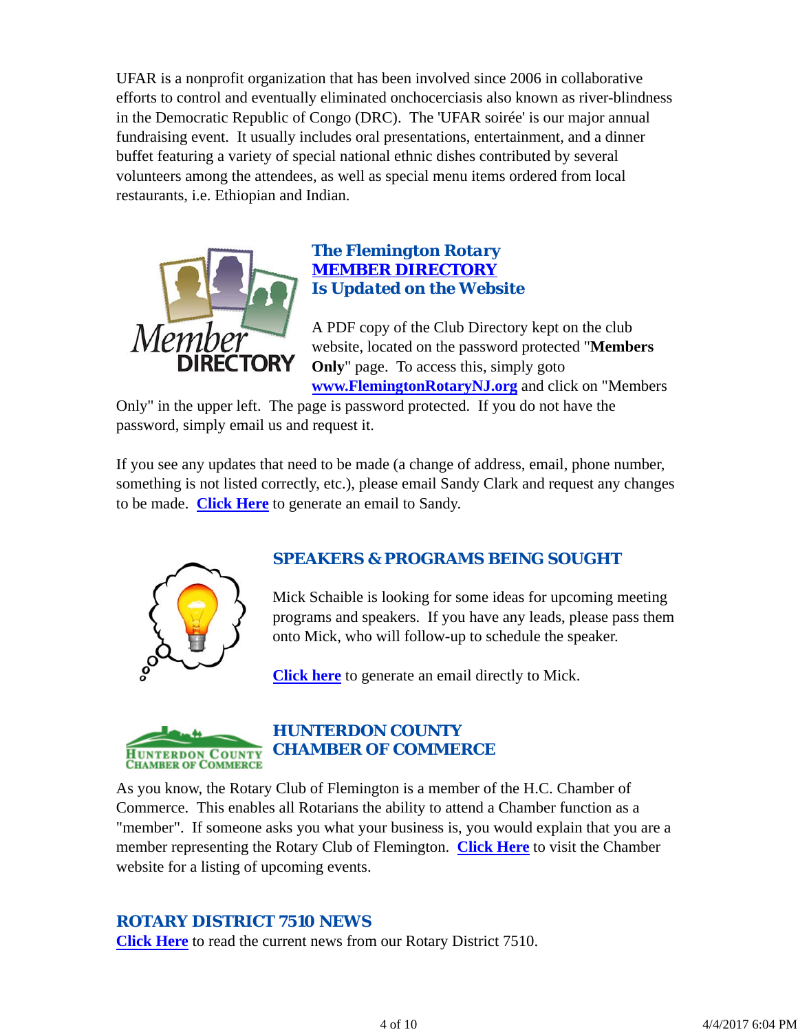UFAR is a nonprofit organization that has been involved since 2006 in collaborative efforts to control and eventually eliminated onchocerciasis also known as river-blindness in the Democratic Republic of Congo (DRC). The 'UFAR soirée' is our major annual fundraising event. It usually includes oral presentations, entertainment, and a dinner buffet featuring a variety of special national ethnic dishes contributed by several volunteers among the attendees, as well as special menu items ordered from local restaurants, i.e. Ethiopian and Indian.

## The Flemington Rotary MEMBER DIRECTORY Is Updated on the Website

A PDF copy of the Club Directory kept on the club website, located on the password protected "**Members Only**" page. To access this, simply goto **www.FlemingtonRotaryNJ.org** and click on "Members Only" in the upper left. The page is password protected. If you do not have the password, simply email us and request it.

If you see any updates that need to be made (a change of address, email, phone number, something is not listed correctly, etc.), please email Sandy Clark and request any changes to be made. **Click Here** to generate an email to Sandy.

## SPEAKERS & PROGRAMS BEING SOUGHT

Mick Schaible is looking for some ideas for upcoming meeting programs and speakers. If you have any leads, please pass them onto Mick, who will follow-up to schedule the speaker.

**Click here** to generate an email directly to Mick.

## HUNTERDON COUNTY CHAMBER OF COMMERCE

As you know, the Rotary Club of Flemington is a member of the H.C. Chamber of Commerce. This enables all Rotarians the ability to attend a Chamber function as a "member". If someone asks you what your business is, you would explain that you are a member representing the Rotary Club of Flemington. **Click Here** to visit the Chamber website for a listing of upcoming events.

## ROTARY DISTRICT 7510 NEWS

**Click Here** to read the current news from our Rotary District 7510.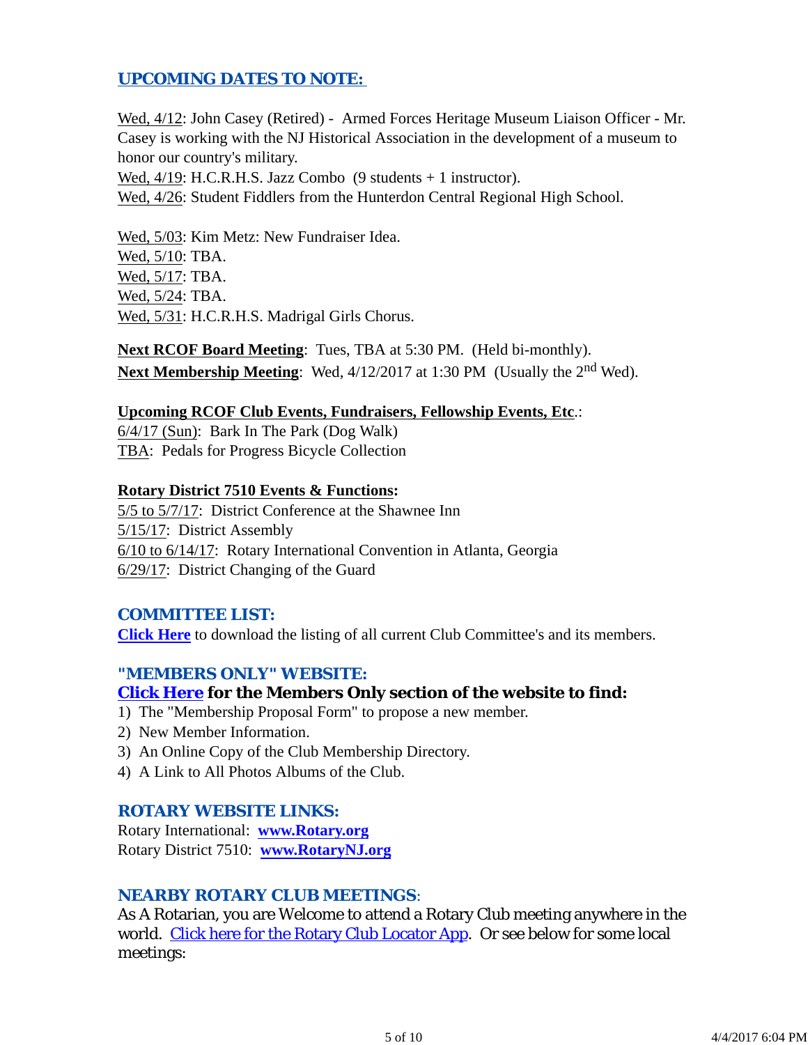## UPCOMING DATES TO NOTE:

Wed, 4/12: John Casey (Retired) - Armed Forces Heritage Museum Liaison Officer - Mr. Casey is working with the NJ Historical Association in the development of a museum to honor our country's military.
Wed, 4/19: H.C.R.H.S. Jazz Combo (9 students + 1 instructor).
Wed, 4/26: Student Fiddlers from the Hunterdon Central Regional High School.

Wed, 5/03: Kim Metz: New Fundraiser Idea.
Wed, 5/10: TBA.
Wed, 5/17: TBA.
Wed, 5/24: TBA.
Wed, 5/31: H.C.R.H.S. Madrigal Girls Chorus.

**Next RCOF Board Meeting**: Tues, TBA at 5:30 PM. (Held bi-monthly).
**Next Membership Meeting**: Wed, 4/12/2017 at 1:30 PM (Usually the 2nd Wed).

**Upcoming RCOF Club Events, Fundraisers, Fellowship Events, Etc**.:
6/4/17 (Sun): Bark In The Park (Dog Walk)
TBA: Pedals for Progress Bicycle Collection

**Rotary District 7510 Events & Functions:**
5/5 to 5/7/17: District Conference at the Shawnee Inn
5/15/17: District Assembly
6/10 to 6/14/17: Rotary International Convention in Atlanta, Georgia
6/29/17: District Changing of the Guard

## COMMITTEE LIST:

**Click Here** to download the listing of all current Club Committee's and its members.

## "MEMBERS ONLY" WEBSITE:

**Click Here for the Members Only section of the website to find:**

1) The "Membership Proposal Form" to propose a new member.
2) New Member Information.
3) An Online Copy of the Club Membership Directory.
4) A Link to All Photos Albums of the Club.

## ROTARY WEBSITE LINKS:

Rotary International: **www.Rotary.org**
Rotary District 7510: **www.RotaryNJ.org**

## NEARBY ROTARY CLUB MEETINGS:

As A Rotarian, you are Welcome to attend a Rotary Club meeting anywhere in the world. Click here for the Rotary Club Locator App. Or see below for some local meetings: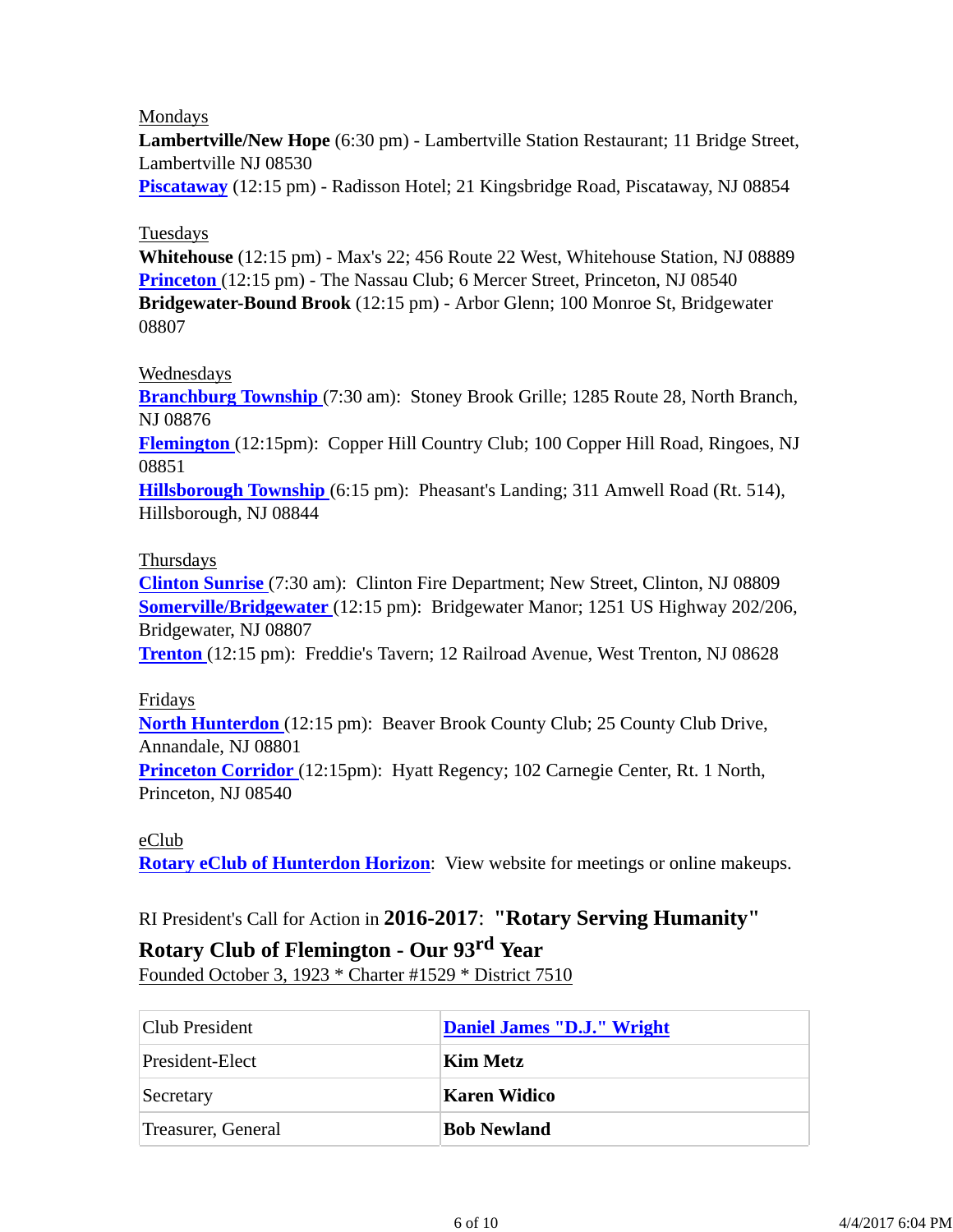Mondays

**Lambertville/New Hope** (6:30 pm) - Lambertville Station Restaurant; 11 Bridge Street, Lambertville NJ 08530
**Piscataway** (12:15 pm) - Radisson Hotel; 21 Kingsbridge Road, Piscataway, NJ 08854

Tuesdays

**Whitehouse** (12:15 pm) - Max's 22; 456 Route 22 West, Whitehouse Station, NJ 08889
**Princeton** (12:15 pm) - The Nassau Club; 6 Mercer Street, Princeton, NJ 08540
**Bridgewater-Bound Brook** (12:15 pm) - Arbor Glenn; 100 Monroe St, Bridgewater 08807

Wednesdays

**Branchburg Township** (7:30 am): Stoney Brook Grille; 1285 Route 28, North Branch, NJ 08876
**Flemington** (12:15pm): Copper Hill Country Club; 100 Copper Hill Road, Ringoes, NJ 08851
**Hillsborough Township** (6:15 pm): Pheasant's Landing; 311 Amwell Road (Rt. 514), Hillsborough, NJ 08844

Thursdays

**Clinton Sunrise** (7:30 am): Clinton Fire Department; New Street, Clinton, NJ 08809
**Somerville/Bridgewater** (12:15 pm): Bridgewater Manor; 1251 US Highway 202/206, Bridgewater, NJ 08807
**Trenton** (12:15 pm): Freddie's Tavern; 12 Railroad Avenue, West Trenton, NJ 08628

Fridays

**North Hunterdon** (12:15 pm): Beaver Brook County Club; 25 County Club Drive, Annandale, NJ 08801
**Princeton Corridor** (12:15pm): Hyatt Regency; 102 Carnegie Center, Rt. 1 North, Princeton, NJ 08540

eClub

**Rotary eClub of Hunterdon Horizon**: View website for meetings or online makeups.

RI President's Call for Action in **2016-2017**: **"Rotary Serving Humanity"**

**Rotary Club of Flemington - Our 93rd Year**

Founded October 3, 1923 * Charter #1529 * District 7510

| | |
|---|---|
| Club President | **Daniel James "D.J." Wright** |
| President-Elect | **Kim Metz** |
| Secretary | **Karen Widico** |
| Treasurer, General | **Bob Newland** |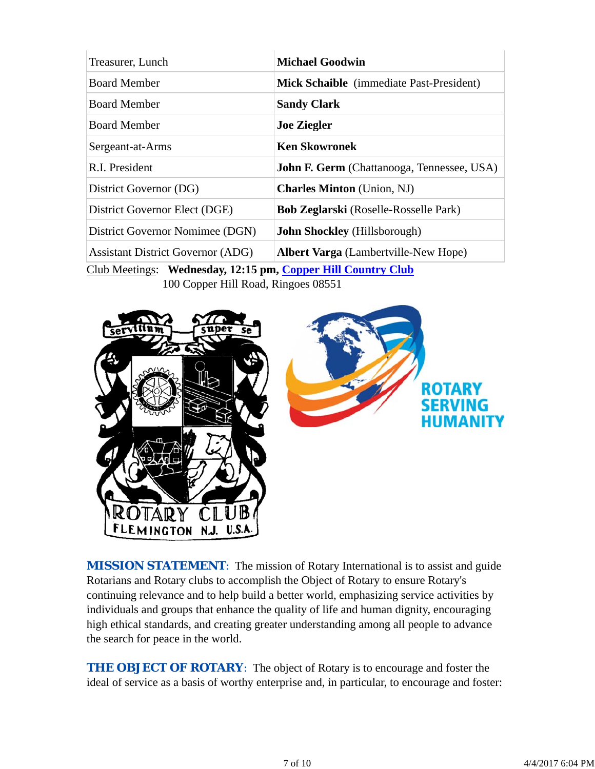| | |
|---|---|
| Treasurer, Lunch | **Michael Goodwin** |
| Board Member | **Mick Schaible** (immediate Past-President) |
| Board Member | **Sandy Clark** |
| Board Member | **Joe Ziegler** |
| Sergeant-at-Arms | **Ken Skowronek** |
| R.I. President | **John F. Germ** (Chattanooga, Tennessee, USA) |
| District Governor (DG) | **Charles Minton** (Union, NJ) |
| District Governor Elect (DGE) | **Bob Zeglarski** (Roselle-Rosselle Park) |
| District Governor Nominee (DGN) | **John Shockley** (Hillsborough) |
| Assistant District Governor (ADG) | **Albert Varga** (Lambertville-New Hope) |

Club Meetings: **Wednesday, 12:15 pm, [Copper Hill Country Club](#)**
100 Copper Hill Road, Ringoes 08551

**MISSION STATEMENT**: The mission of Rotary International is to assist and guide Rotarians and Rotary clubs to accomplish the Object of Rotary to ensure Rotary's continuing relevance and to help build a better world, emphasizing service activities by individuals and groups that enhance the quality of life and human dignity, encouraging high ethical standards, and creating greater understanding among all people to advance the search for peace in the world.

**THE OBJECT OF ROTARY**: The object of Rotary is to encourage and foster the ideal of service as a basis of worthy enterprise and, in particular, to encourage and foster: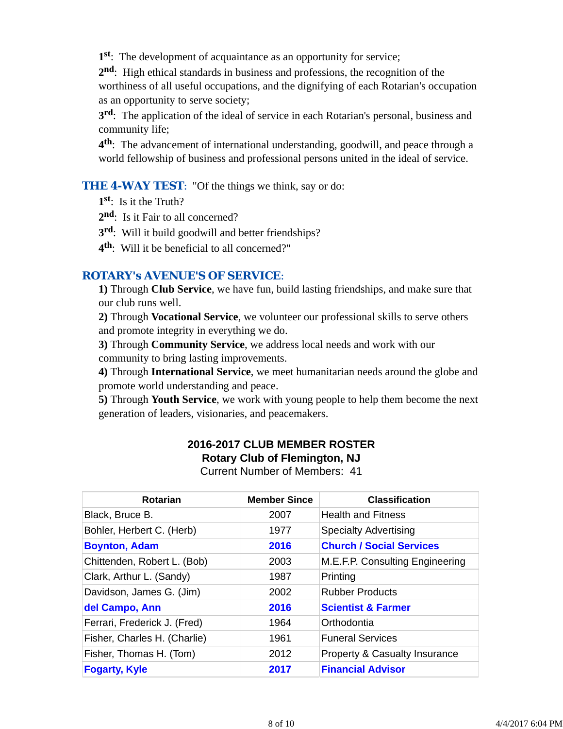1[st]: The development of acquaintance as an opportunity for service;

2[nd]: High ethical standards in business and professions, the recognition of the worthiness of all useful occupations, and the dignifying of each Rotarian's occupation as an opportunity to serve society;

3[rd]: The application of the ideal of service in each Rotarian's personal, business and community life;

4[th]: The advancement of international understanding, goodwill, and peace through a world fellowship of business and professional persons united in the ideal of service.

**THE 4-WAY TEST**: "Of the things we think, say or do:

1[st]: Is it the Truth?

2[nd]: Is it Fair to all concerned?

3[rd]: Will it build goodwill and better friendships?

4[th]: Will it be beneficial to all concerned?"

**ROTARY's AVENUE'S OF SERVICE**:

**1)** Through **Club Service**, we have fun, build lasting friendships, and make sure that our club runs well.

**2)** Through **Vocational Service**, we volunteer our professional skills to serve others and promote integrity in everything we do.

**3)** Through **Community Service**, we address local needs and work with our community to bring lasting improvements.

**4)** Through **International Service**, we meet humanitarian needs around the globe and promote world understanding and peace.

**5)** Through **Youth Service**, we work with young people to help them become the next generation of leaders, visionaries, and peacemakers.

**2016-2017 CLUB MEMBER ROSTER**
**Rotary Club of Flemington, NJ**
Current Number of Members: 41

| Rotarian | Member Since | Classification |
|---|---|---|
| Black, Bruce B. | 2007 | Health and Fitness |
| Bohler, Herbert C. (Herb) | 1977 | Specialty Advertising |
| **Boynton, Adam** | **2016** | **Church / Social Services** |
| Chittenden, Robert L. (Bob) | 2003 | M.E.F.P. Consulting Engineering |
| Clark, Arthur L. (Sandy) | 1987 | Printing |
| Davidson, James G. (Jim) | 2002 | Rubber Products |
| **del Campo, Ann** | **2016** | **Scientist & Farmer** |
| Ferrari, Frederick J. (Fred) | 1964 | Orthodontia |
| Fisher, Charles H. (Charlie) | 1961 | Funeral Services |
| Fisher, Thomas H. (Tom) | 2012 | Property & Casualty Insurance |
| **Fogarty, Kyle** | **2017** | **Financial Advisor** |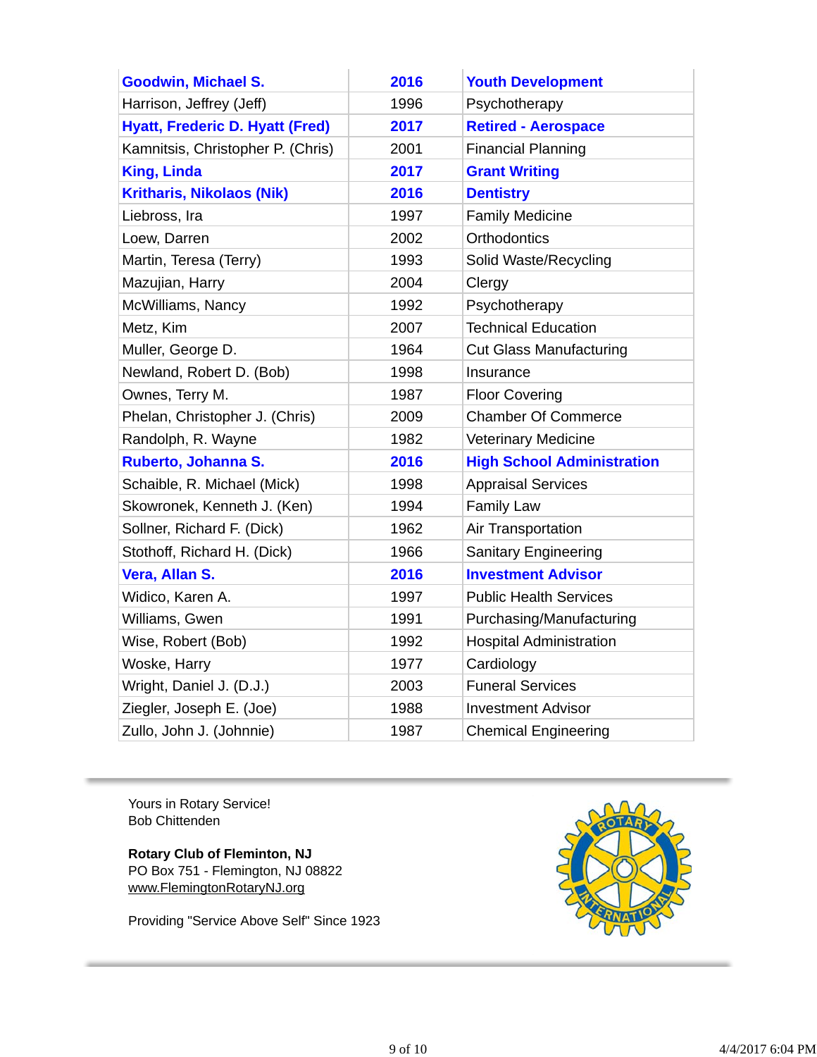| | | |
|---|---|---|
| **Goodwin, Michael S.** | **2016** | **Youth Development** |
| Harrison, Jeffrey (Jeff) | 1996 | Psychotherapy |
| **Hyatt, Frederic D. Hyatt (Fred)** | **2017** | **Retired - Aerospace** |
| Kamnitsis, Christopher P. (Chris) | 2001 | Financial Planning |
| **King, Linda** | **2017** | **Grant Writing** |
| **Kritharis, Nikolaos (Nik)** | **2016** | **Dentistry** |
| Liebross, Ira | 1997 | Family Medicine |
| Loew, Darren | 2002 | Orthodontics |
| Martin, Teresa (Terry) | 1993 | Solid Waste/Recycling |
| Mazujian, Harry | 2004 | Clergy |
| McWilliams, Nancy | 1992 | Psychotherapy |
| Metz, Kim | 2007 | Technical Education |
| Muller, George D. | 1964 | Cut Glass Manufacturing |
| Newland, Robert D. (Bob) | 1998 | Insurance |
| Ownes, Terry M. | 1987 | Floor Covering |
| Phelan, Christopher J. (Chris) | 2009 | Chamber Of Commerce |
| Randolph, R. Wayne | 1982 | Veterinary Medicine |
| **Ruberto, Johanna S.** | **2016** | **High School Administration** |
| Schaible, R. Michael (Mick) | 1998 | Appraisal Services |
| Skowronek, Kenneth J. (Ken) | 1994 | Family Law |
| Sollner, Richard F. (Dick) | 1962 | Air Transportation |
| Stothoff, Richard H. (Dick) | 1966 | Sanitary Engineering |
| **Vera, Allan S.** | **2016** | **Investment Advisor** |
| Widico, Karen A. | 1997 | Public Health Services |
| Williams, Gwen | 1991 | Purchasing/Manufacturing |
| Wise, Robert (Bob) | 1992 | Hospital Administration |
| Woske, Harry | 1977 | Cardiology |
| Wright, Daniel J. (D.J.) | 2003 | Funeral Services |
| Ziegler, Joseph E. (Joe) | 1988 | Investment Advisor |
| Zullo, John J. (Johnnie) | 1987 | Chemical Engineering |

Yours in Rotary Service!
Bob Chittenden

**Rotary Club of Fleminton, NJ**
PO Box 751 - Flemington, NJ 08822
www.FlemingtonRotaryNJ.org

Providing "Service Above Self" Since 1923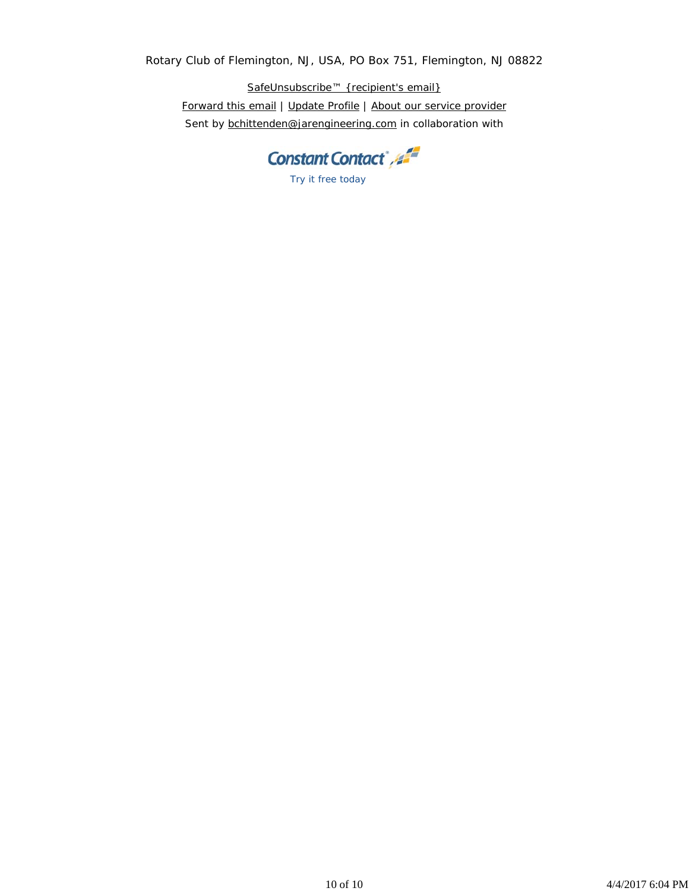Rotary Club of Flemington, NJ, USA, PO Box 751, Flemington, NJ 08822

SafeUnsubscribe™ {recipient's email}

Forward this email | Update Profile | About our service provider

Sent by bchittenden@jarengineering.com in collaboration with

Constant Contact

Try it free today